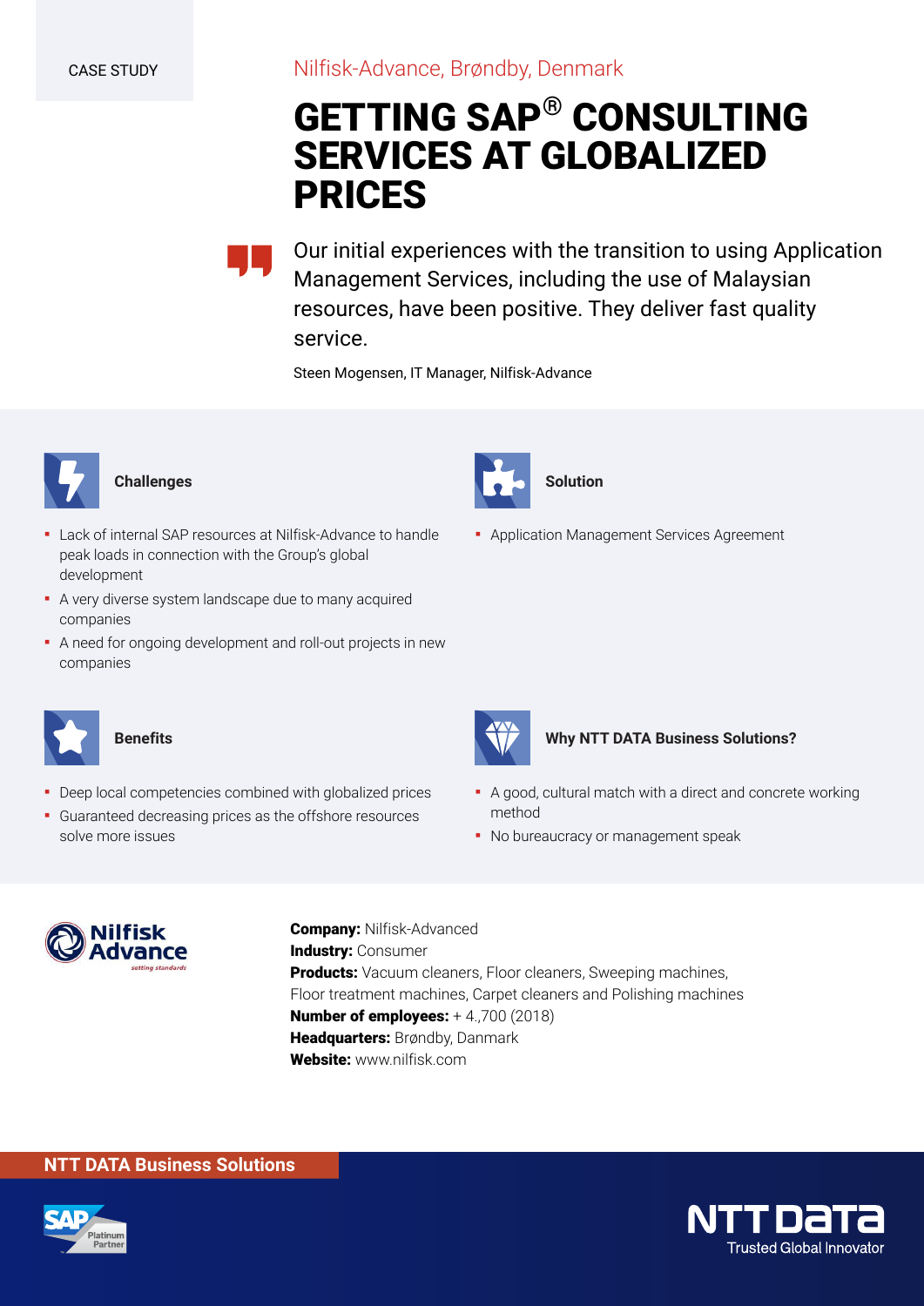CASE STUDY

Nilfisk-Advance, Brøndby, Denmark

# GETTING SAP® CONSULTING SERVICES AT GLOBALIZED PRICES

> Our initial experiences with the transition to using Application Management Services, including the use of Malaysian resources, have been positive. They deliver fast quality service.

Steen Mogensen, IT Manager, Nilfisk-Advance

### Challenges

- Lack of internal SAP resources at Nilfisk-Advance to handle peak loads in connection with the Group's global development
- A very diverse system landscape due to many acquired companies
- A need for ongoing development and roll-out projects in new companies

### Solution

- Application Management Services Agreement

### Benefits

- Deep local competencies combined with globalized prices
- Guaranteed decreasing prices as the offshore resources solve more issues

### Why NTT DATA Business Solutions?

- A good, cultural match with a direct and concrete working method
- No bureaucracy or management speak

**Company:** Nilfisk-Advanced
**Industry:** Consumer
**Products:** Vacuum cleaners, Floor cleaners, Sweeping machines, Floor treatment machines, Carpet cleaners and Polishing machines
**Number of employees:** + 4.,700 (2018)
**Headquarters:** Brøndby, Danmark
**Website:** www.nilfisk.com

NTT DATA Business Solutions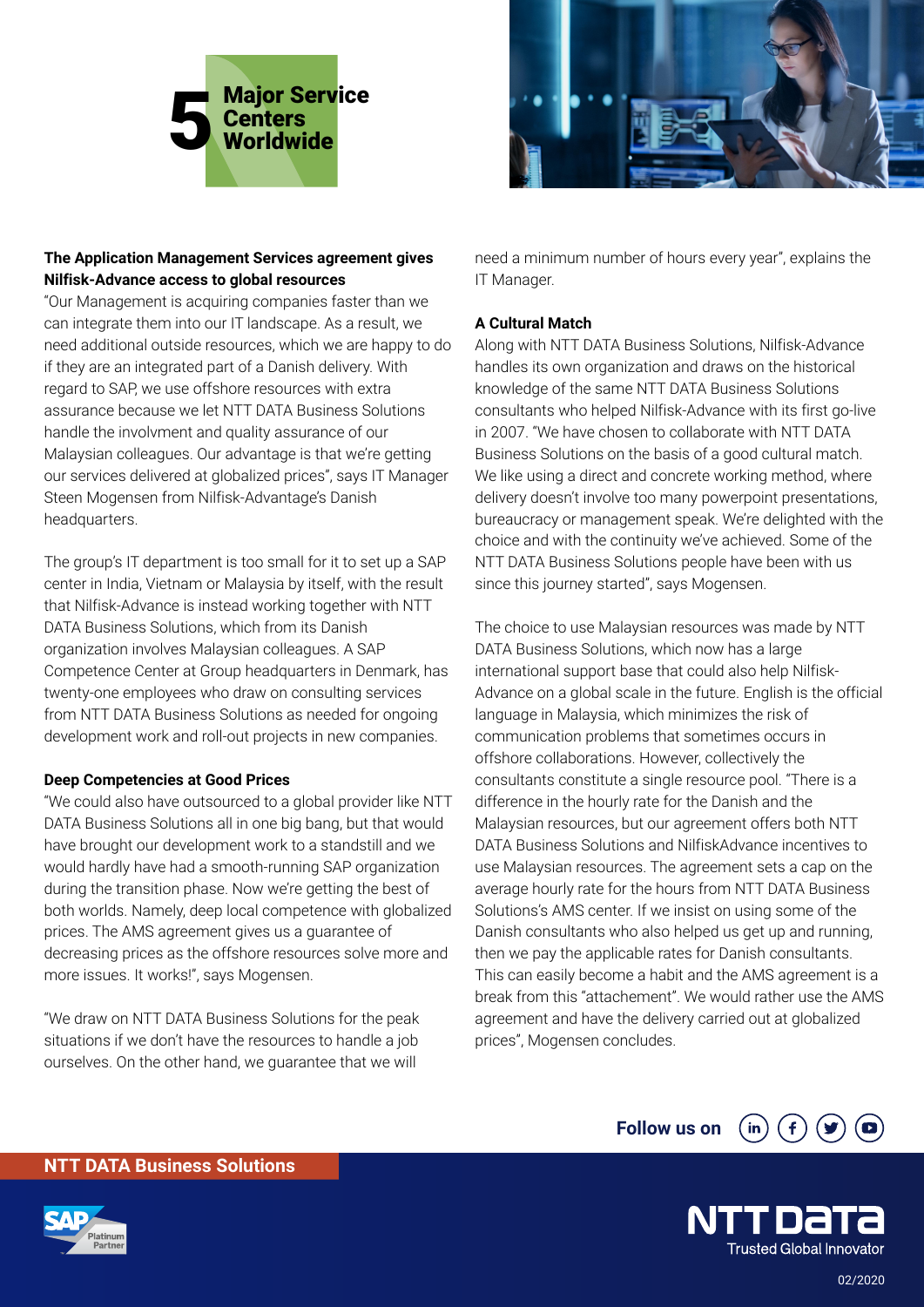**5 Major Service Centers Worldwide**

**The Application Management Services agreement gives Nilfisk-Advance access to global resources**

"Our Management is acquiring companies faster than we can integrate them into our IT landscape. As a result, we need additional outside resources, which we are happy to do if they are an integrated part of a Danish delivery. With regard to SAP, we use offshore resources with extra assurance because we let NTT DATA Business Solutions handle the involvment and quality assurance of our Malaysian colleagues. Our advantage is that we're getting our services delivered at globalized prices", says IT Manager Steen Mogensen from Nilfisk-Advantage's Danish headquarters.

The group's IT department is too small for it to set up a SAP center in India, Vietnam or Malaysia by itself, with the result that Nilfisk-Advance is instead working together with NTT DATA Business Solutions, which from its Danish organization involves Malaysian colleagues. A SAP Competence Center at Group headquarters in Denmark, has twenty-one employees who draw on consulting services from NTT DATA Business Solutions as needed for ongoing development work and roll-out projects in new companies.

**Deep Competencies at Good Prices**

"We could also have outsourced to a global provider like NTT DATA Business Solutions all in one big bang, but that would have brought our development work to a standstill and we would hardly have had a smooth-running SAP organization during the transition phase. Now we're getting the best of both worlds. Namely, deep local competence with globalized prices. The AMS agreement gives us a guarantee of decreasing prices as the offshore resources solve more and more issues. It works!", says Mogensen.

"We draw on NTT DATA Business Solutions for the peak situations if we don't have the resources to handle a job ourselves. On the other hand, we guarantee that we will need a minimum number of hours every year", explains the IT Manager.

**A Cultural Match**

Along with NTT DATA Business Solutions, Nilfisk-Advance handles its own organization and draws on the historical knowledge of the same NTT DATA Business Solutions consultants who helped Nilfisk-Advance with its first go-live in 2007. "We have chosen to collaborate with NTT DATA Business Solutions on the basis of a good cultural match. We like using a direct and concrete working method, where delivery doesn't involve too many powerpoint presentations, bureaucracy or management speak. We're delighted with the choice and with the continuity we've achieved. Some of the NTT DATA Business Solutions people have been with us since this journey started", says Mogensen.

The choice to use Malaysian resources was made by NTT DATA Business Solutions, which now has a large international support base that could also help Nilfisk-Advance on a global scale in the future. English is the official language in Malaysia, which minimizes the risk of communication problems that sometimes occurs in offshore collaborations. However, collectively the consultants constitute a single resource pool. "There is a difference in the hourly rate for the Danish and the Malaysian resources, but our agreement offers both NTT DATA Business Solutions and NilfiskAdvance incentives to use Malaysian resources. The agreement sets a cap on the average hourly rate for the hours from NTT DATA Business Solutions's AMS center. If we insist on using some of the Danish consultants who also helped us get up and running, then we pay the applicable rates for Danish consultants. This can easily become a habit and the AMS agreement is a break from this "attachement". We would rather use the AMS agreement and have the delivery carried out at globalized prices", Mogensen concludes.

Follow us on

**NTT DATA Business Solutions**

SAP Platinum Partner

NTT DATA
Trusted Global Innovator

02/2020